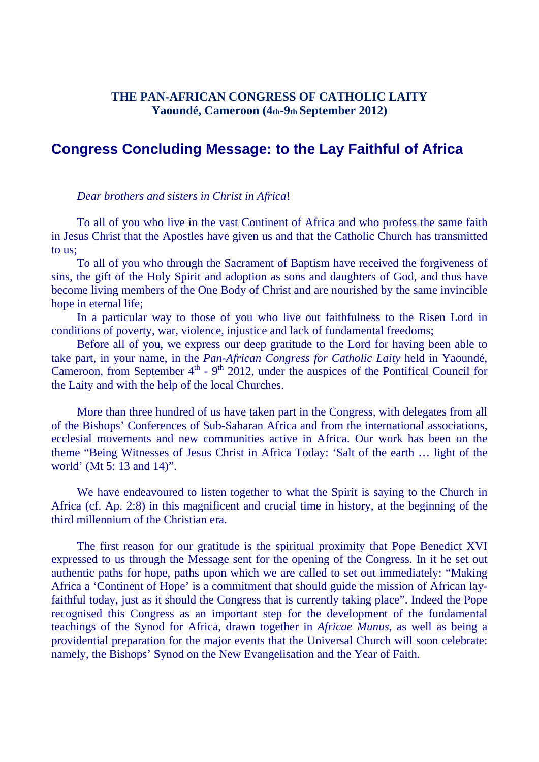**THE PAN-AFRICAN CONGRESS OF CATHOLIC LAITY**
**Yaoundé, Cameroon (4th-9th September 2012)**

# Congress Concluding Message: to the Lay Faithful of Africa

*Dear brothers and sisters in Christ in Africa*!

To all of you who live in the vast Continent of Africa and who profess the same faith in Jesus Christ that the Apostles have given us and that the Catholic Church has transmitted to us;

To all of you who through the Sacrament of Baptism have received the forgiveness of sins, the gift of the Holy Spirit and adoption as sons and daughters of God, and thus have become living members of the One Body of Christ and are nourished by the same invincible hope in eternal life;

In a particular way to those of you who live out faithfulness to the Risen Lord in conditions of poverty, war, violence, injustice and lack of fundamental freedoms;

Before all of you, we express our deep gratitude to the Lord for having been able to take part, in your name, in the *Pan-African Congress for Catholic Laity* held in Yaoundé, Cameroon, from September 4th - 9th 2012, under the auspices of the Pontifical Council for the Laity and with the help of the local Churches.

More than three hundred of us have taken part in the Congress, with delegates from all of the Bishops' Conferences of Sub-Saharan Africa and from the international associations, ecclesial movements and new communities active in Africa. Our work has been on the theme "Being Witnesses of Jesus Christ in Africa Today: 'Salt of the earth … light of the world' (Mt 5: 13 and 14)".

We have endeavoured to listen together to what the Spirit is saying to the Church in Africa (cf. Ap. 2:8) in this magnificent and crucial time in history, at the beginning of the third millennium of the Christian era.

The first reason for our gratitude is the spiritual proximity that Pope Benedict XVI expressed to us through the Message sent for the opening of the Congress. In it he set out authentic paths for hope, paths upon which we are called to set out immediately: "Making Africa a 'Continent of Hope' is a commitment that should guide the mission of African lay-faithful today, just as it should the Congress that is currently taking place". Indeed the Pope recognised this Congress as an important step for the development of the fundamental teachings of the Synod for Africa, drawn together in *Africae Munus*, as well as being a providential preparation for the major events that the Universal Church will soon celebrate: namely, the Bishops' Synod on the New Evangelisation and the Year of Faith.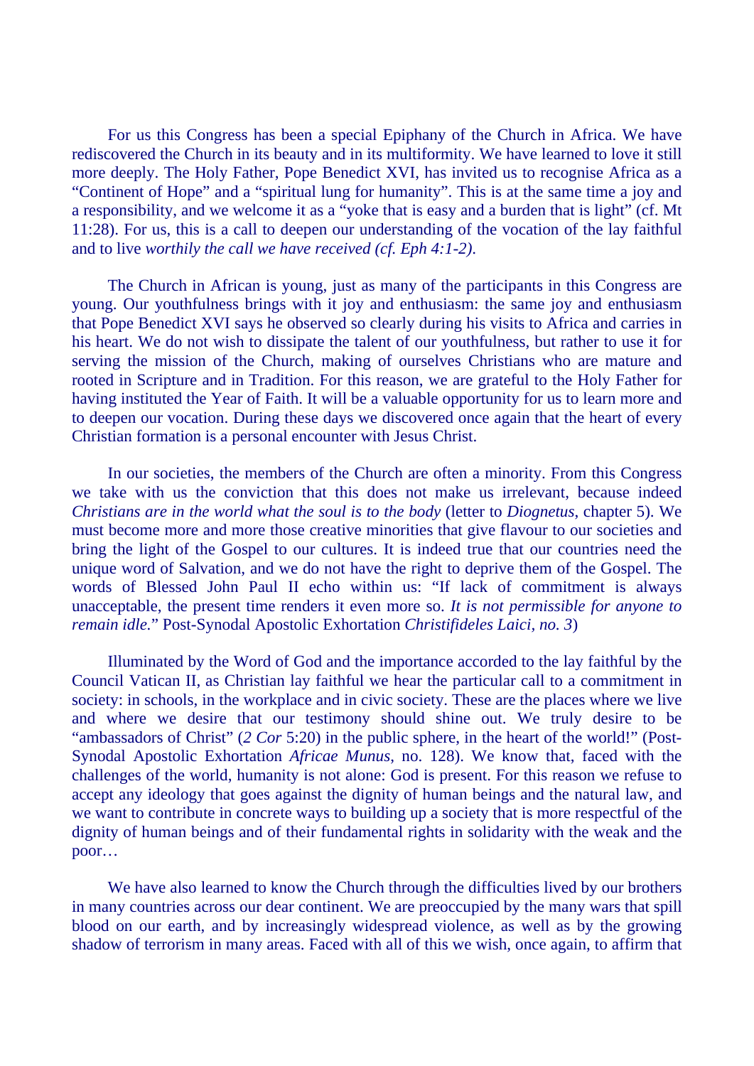For us this Congress has been a special Epiphany of the Church in Africa. We have rediscovered the Church in its beauty and in its multiformity. We have learned to love it still more deeply. The Holy Father, Pope Benedict XVI, has invited us to recognise Africa as a "Continent of Hope" and a "spiritual lung for humanity". This is at the same time a joy and a responsibility, and we welcome it as a "yoke that is easy and a burden that is light" (cf. Mt 11:28). For us, this is a call to deepen our understanding of the vocation of the lay faithful and to live *worthily the call we have received (cf. Eph 4:1-2)*.

The Church in African is young, just as many of the participants in this Congress are young. Our youthfulness brings with it joy and enthusiasm: the same joy and enthusiasm that Pope Benedict XVI says he observed so clearly during his visits to Africa and carries in his heart. We do not wish to dissipate the talent of our youthfulness, but rather to use it for serving the mission of the Church, making of ourselves Christians who are mature and rooted in Scripture and in Tradition. For this reason, we are grateful to the Holy Father for having instituted the Year of Faith. It will be a valuable opportunity for us to learn more and to deepen our vocation. During these days we discovered once again that the heart of every Christian formation is a personal encounter with Jesus Christ.

In our societies, the members of the Church are often a minority. From this Congress we take with us the conviction that this does not make us irrelevant, because indeed *Christians are in the world what the soul is to the body* (letter to *Diognetus*, chapter 5). We must become more and more those creative minorities that give flavour to our societies and bring the light of the Gospel to our cultures. It is indeed true that our countries need the unique word of Salvation, and we do not have the right to deprive them of the Gospel. The words of Blessed John Paul II echo within us: "If lack of commitment is always unacceptable, the present time renders it even more so. *It is not permissible for anyone to remain idle.*" Post-Synodal Apostolic Exhortation *Christifideles Laici, no. 3*)

Illuminated by the Word of God and the importance accorded to the lay faithful by the Council Vatican II, as Christian lay faithful we hear the particular call to a commitment in society: in schools, in the workplace and in civic society. These are the places where we live and where we desire that our testimony should shine out. We truly desire to be "ambassadors of Christ" (*2 Cor* 5:20) in the public sphere, in the heart of the world!" (Post-Synodal Apostolic Exhortation *Africae Munus*, no. 128). We know that, faced with the challenges of the world, humanity is not alone: God is present. For this reason we refuse to accept any ideology that goes against the dignity of human beings and the natural law, and we want to contribute in concrete ways to building up a society that is more respectful of the dignity of human beings and of their fundamental rights in solidarity with the weak and the poor…

We have also learned to know the Church through the difficulties lived by our brothers in many countries across our dear continent. We are preoccupied by the many wars that spill blood on our earth, and by increasingly widespread violence, as well as by the growing shadow of terrorism in many areas. Faced with all of this we wish, once again, to affirm that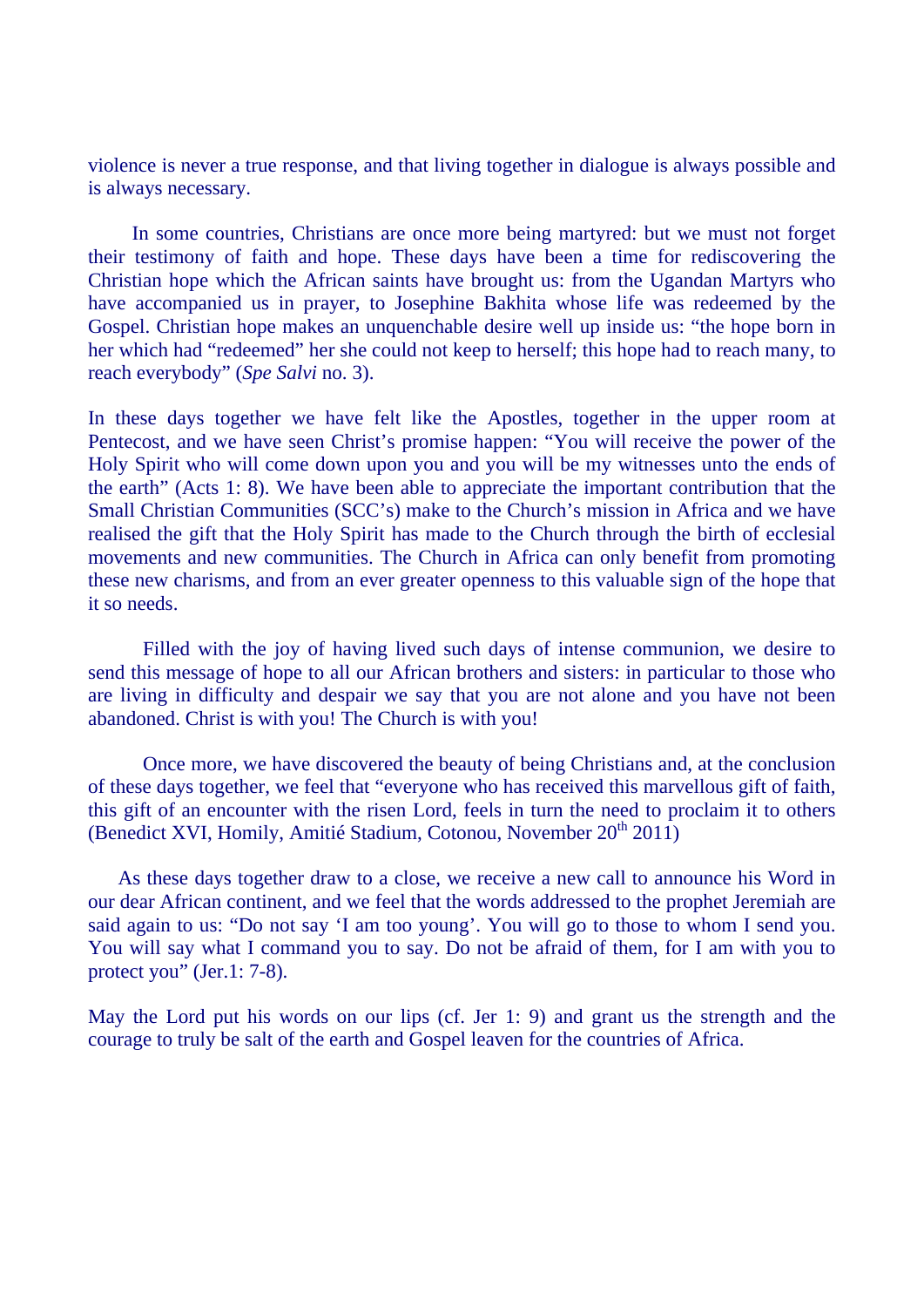violence is never a true response, and that living together in dialogue is always possible and is always necessary.

In some countries, Christians are once more being martyred: but we must not forget their testimony of faith and hope. These days have been a time for rediscovering the Christian hope which the African saints have brought us: from the Ugandan Martyrs who have accompanied us in prayer, to Josephine Bakhita whose life was redeemed by the Gospel. Christian hope makes an unquenchable desire well up inside us: “the hope born in her which had “redeemed” her she could not keep to herself; this hope had to reach many, to reach everybody” (*Spe Salvi* no. 3).

In these days together we have felt like the Apostles, together in the upper room at Pentecost, and we have seen Christ’s promise happen: “You will receive the power of the Holy Spirit who will come down upon you and you will be my witnesses unto the ends of the earth” (Acts 1: 8). We have been able to appreciate the important contribution that the Small Christian Communities (SCC’s) make to the Church’s mission in Africa and we have realised the gift that the Holy Spirit has made to the Church through the birth of ecclesial movements and new communities. The Church in Africa can only benefit from promoting these new charisms, and from an ever greater openness to this valuable sign of the hope that it so needs.

Filled with the joy of having lived such days of intense communion, we desire to send this message of hope to all our African brothers and sisters: in particular to those who are living in difficulty and despair we say that you are not alone and you have not been abandoned. Christ is with you! The Church is with you!

Once more, we have discovered the beauty of being Christians and, at the conclusion of these days together, we feel that “everyone who has received this marvellous gift of faith, this gift of an encounter with the risen Lord, feels in turn the need to proclaim it to others (Benedict XVI, Homily, Amitié Stadium, Cotonou, November 20th 2011)

As these days together draw to a close, we receive a new call to announce his Word in our dear African continent, and we feel that the words addressed to the prophet Jeremiah are said again to us: “Do not say ‘I am too young’. You will go to those to whom I send you. You will say what I command you to say. Do not be afraid of them, for I am with you to protect you” (Jer.1: 7-8).

May the Lord put his words on our lips (cf. Jer 1: 9) and grant us the strength and the courage to truly be salt of the earth and Gospel leaven for the countries of Africa.